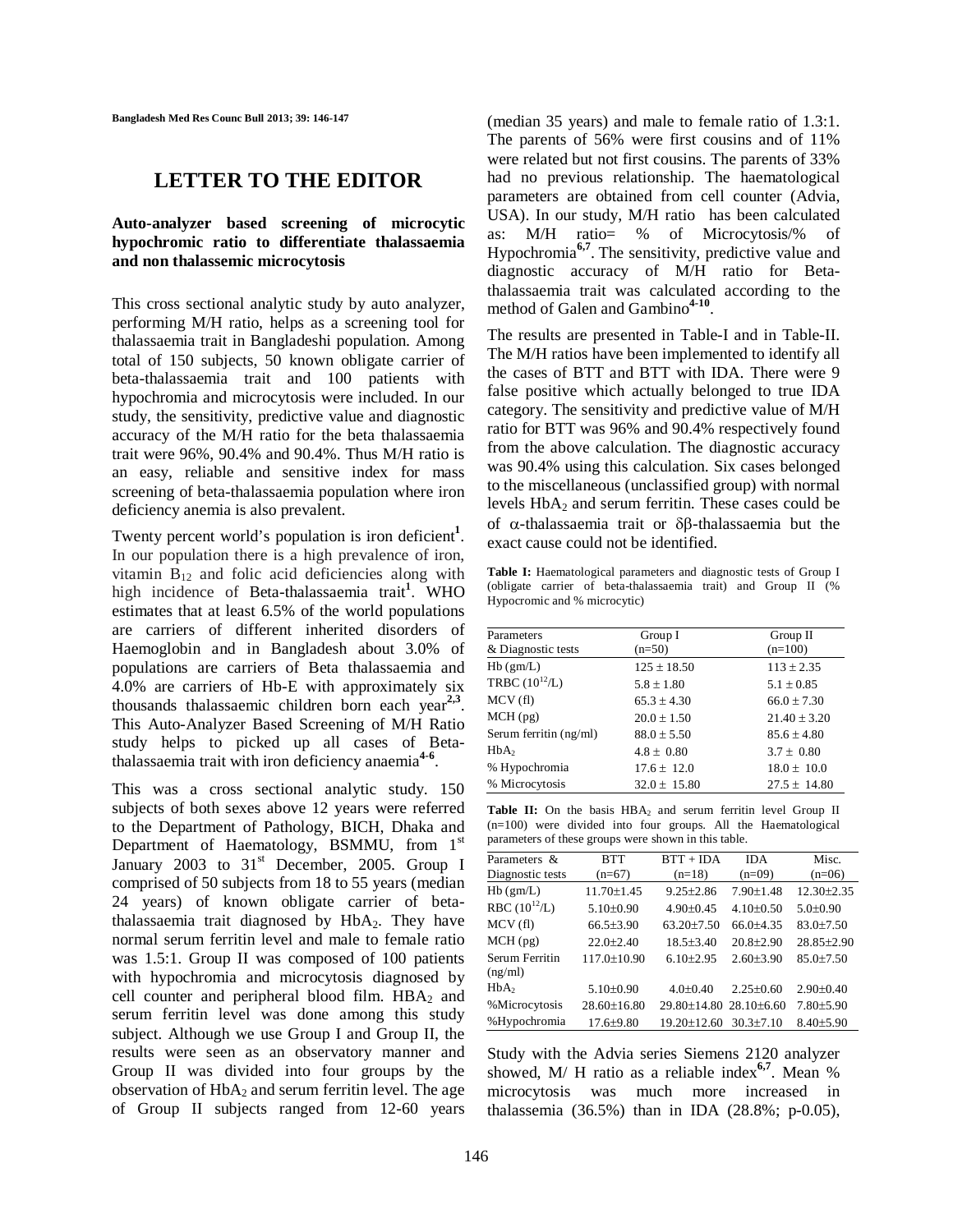# LETTER TO THE EDITOR

**Auto-analyzer based screening of microcytic hypochromic ratio to differentiate thalassaemia and non thalassemic microcytosis**

This cross sectional analytic study by auto analyzer, performing M/H ratio, helps as a screening tool for thalassaemia trait in Bangladeshi population. Among total of 150 subjects, 50 known obligate carrier of beta-thalassaemia trait and 100 patients with hypochromia and microcytosis were included. In our study, the sensitivity, predictive value and diagnostic accuracy of the M/H ratio for the beta thalassaemia trait were 96%, 90.4% and 90.4%. Thus M/H ratio is an easy, reliable and sensitive index for mass screening of beta-thalassaemia population where iron deficiency anemia is also prevalent.

Twenty percent world's population is iron deficient[1]. In our population there is a high prevalence of iron, vitamin $B_{12}$ and folic acid deficiencies along with high incidence of Beta-thalassaemia trait[1]. WHO estimates that at least 6.5% of the world populations are carriers of different inherited disorders of Haemoglobin and in Bangladesh about 3.0% of populations are carriers of Beta thalassaemia and 4.0% are carriers of Hb-E with approximately six thousands thalassaemic children born each year[2,3]. This Auto-Analyzer Based Screening of M/H Ratio study helps to picked up all cases of Beta-thalassaemia trait with iron deficiency anaemia[4-6].

This was a cross sectional analytic study. 150 subjects of both sexes above 12 years were referred to the Department of Pathology, BICH, Dhaka and Department of Haematology, BSMMU, from 1st January 2003 to 31st December, 2005. Group I comprised of 50 subjects from 18 to 55 years (median 24 years) of known obligate carrier of beta-thalassaemia trait diagnosed by $HbA_2$. They have normal serum ferritin level and male to female ratio was 1.5:1. Group II was composed of 100 patients with hypochromia and microcytosis diagnosed by cell counter and peripheral blood film. $HBA_2$ and serum ferritin level was done among this study subject. Although we use Group I and Group II, the results were seen as an observatory manner and Group II was divided into four groups by the observation of $HbA_2$ and serum ferritin level. The age of Group II subjects ranged from 12-60 years (median 35 years) and male to female ratio of 1.3:1. The parents of 56% were first cousins and of 11% were related but not first cousins. The parents of 33% had no previous relationship. The haematological parameters are obtained from cell counter (Advia, USA). In our study, M/H ratio has been calculated as: M/H ratio= % of Microcytosis/% of Hypochromia[6,7]. The sensitivity, predictive value and diagnostic accuracy of M/H ratio for Beta-thalassaemia trait was calculated according to the method of Galen and Gambino[4-10].

The results are presented in Table-I and in Table-II. The M/H ratios have been implemented to identify all the cases of BTT and BTT with IDA. There were 9 false positive which actually belonged to true IDA category. The sensitivity and predictive value of M/H ratio for BTT was 96% and 90.4% respectively found from the above calculation. The diagnostic accuracy was 90.4% using this calculation. Six cases belonged to the miscellaneous (unclassified group) with normal levels $HbA_2$ and serum ferritin. These cases could be of α-thalassaemia trait or δβ-thalassaemia but the exact cause could not be identified.

**Table I:** Haematological parameters and diagnostic tests of Group I (obligate carrier of beta-thalassaemia trait) and Group II (% Hypocromic and % microcytic)

| Parameters & Diagnostic tests | Group I (n=50) | Group II (n=100) |
|---|---|---|
| Hb (gm/L) | 125 ± 18.50 | 113 ± 2.35 |
| TRBC ($10^{12}$/L) | 5.8 ± 1.80 | 5.1 ± 0.85 |
| MCV (fl) | 65.3 ± 4.30 | 66.0 ± 7.30 |
| MCH (pg) | 20.0 ± 1.50 | 21.40 ± 3.20 |
| Serum ferritin (ng/ml) | 88.0 ± 5.50 | 85.6 ± 4.80 |
| $HbA_2$ | 4.8 ± 0.80 | 3.7 ± 0.80 |
| % Hypochromia | 17.6 ± 12.0 | 18.0 ± 10.0 |
| % Microcytosis | 32.0 ± 15.80 | 27.5 ± 14.80 |

**Table II:** On the basis $HBA_2$ and serum ferritin level Group II (n=100) were divided into four groups. All the Haematological parameters of these groups were shown in this table.

| Parameters & Diagnostic tests | BTT (n=67) | BTT + IDA (n=18) | IDA (n=09) | Misc. (n=06) |
|---|---|---|---|---|
| Hb (gm/L) | 11.70±1.45 | 9.25±2.86 | 7.90±1.48 | 12.30±2.35 |
| RBC ($10^{12}$/L) | 5.10±0.90 | 4.90±0.45 | 4.10±0.50 | 5.0±0.90 |
| MCV (fl) | 66.5±3.90 | 63.20±7.50 | 66.0±4.35 | 83.0±7.50 |
| MCH (pg) | 22.0±2.40 | 18.5±3.40 | 20.8±2.90 | 28.85±2.90 |
| Serum Ferritin (ng/ml) | 117.0±10.90 | 6.10±2.95 | 2.60±3.90 | 85.0±7.50 |
| $HbA_2$ | 5.10±0.90 | 4.0±0.40 | 2.25±0.60 | 2.90±0.40 |
| %Microcytosis | 28.60±16.80 | 29.80±14.80 | 28.10±6.60 | 7.80±5.90 |
| %Hypochromia | 17.6±9.80 | 19.20±12.60 | 30.3±7.10 | 8.40±5.90 |

Study with the Advia series Siemens 2120 analyzer showed, M/ H ratio as a reliable index[6,7]. Mean % microcytosis was much more increased in thalassemia (36.5%) than in IDA (28.8%; p-0.05),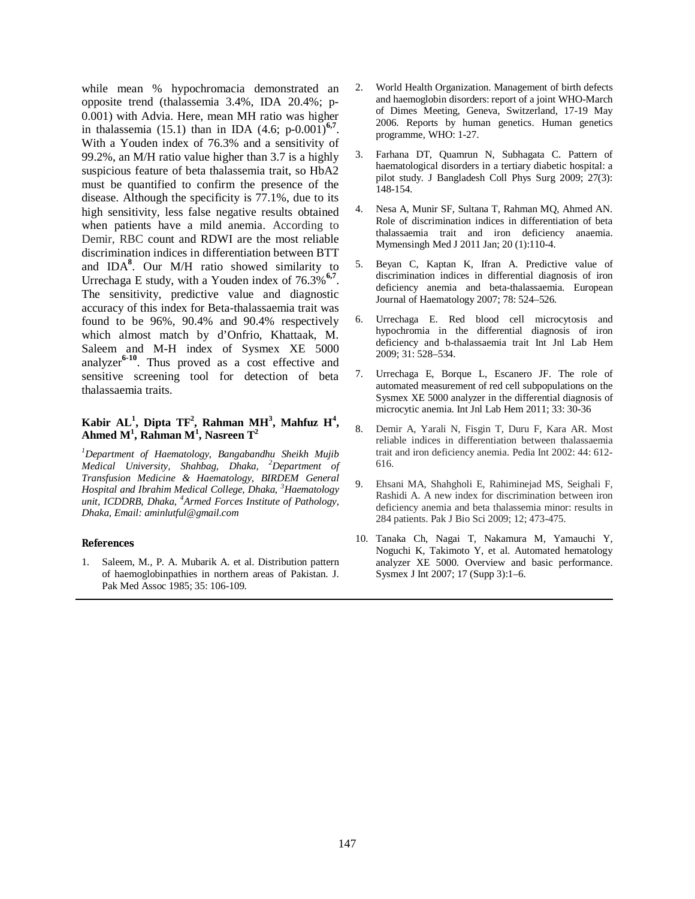while mean % hypochromacia demonstrated an opposite trend (thalassemia 3.4%, IDA 20.4%; p-0.001) with Advia. Here, mean MH ratio was higher in thalassemia (15.1) than in IDA (4.6; p-0.001)[6,7]. With a Youden index of 76.3% and a sensitivity of 99.2%, an M/H ratio value higher than 3.7 is a highly suspicious feature of beta thalassemia trait, so HbA2 must be quantified to confirm the presence of the disease. Although the specificity is 77.1%, due to its high sensitivity, less false negative results obtained when patients have a mild anemia. According to Demir, RBC count and RDWI are the most reliable discrimination indices in differentiation between BTT and IDA[8]. Our M/H ratio showed similarity to Urrechaga E study, with a Youden index of 76.3%[6,7]. The sensitivity, predictive value and diagnostic accuracy of this index for Beta-thalassaemia trait was found to be 96%, 90.4% and 90.4% respectively which almost match by d'Onfrio, Khattaak, M. Saleem and M-H index of Sysmex XE 5000 analyzer[6-10]. Thus proved as a cost effective and sensitive screening tool for detection of beta thalassaemia traits.

**Kabir AL[1], Dipta TF[2], Rahman MH[3], Mahfuz H[4], Ahmed M[1], Rahman M[1], Nasreen T[2]**

*[1]Department of Haematology, Bangabandhu Sheikh Mujib Medical University, Shahbag, Dhaka, [2]Department of Transfusion Medicine & Haematology, BIRDEM General Hospital and Ibrahim Medical College, Dhaka, [3]Haematology unit, ICDDRB, Dhaka, [4]Armed Forces Institute of Pathology, Dhaka, Email: aminlutful@gmail.com*

### References

1. Saleem, M., P. A. Mubarik A. et al. Distribution pattern of haemoglobinpathies in northern areas of Pakistan. J. Pak Med Assoc 1985; 35: 106-109.
2. World Health Organization. Management of birth defects and haemoglobin disorders: report of a joint WHO-March of Dimes Meeting, Geneva, Switzerland, 17-19 May 2006. Reports by human genetics. Human genetics programme, WHO: 1-27.
3. Farhana DT, Quamrun N, Subhagata C. Pattern of haematological disorders in a tertiary diabetic hospital: a pilot study. J Bangladesh Coll Phys Surg 2009; 27(3): 148-154.
4. Nesa A, Munir SF, Sultana T, Rahman MQ, Ahmed AN. Role of discrimination indices in differentiation of beta thalassaemia trait and iron deficiency anaemia. Mymensingh Med J 2011 Jan; 20 (1):110-4.
5. Beyan C, Kaptan K, Ifran A. Predictive value of discrimination indices in differential diagnosis of iron deficiency anemia and beta-thalassaemia. European Journal of Haematology 2007; 78: 524–526.
6. Urrechaga E. Red blood cell microcytosis and hypochromia in the differential diagnosis of iron deficiency and b-thalassaemia trait Int Jnl Lab Hem 2009; 31: 528–534.
7. Urrechaga E, Borque L, Escanero JF. The role of automated measurement of red cell subpopulations on the Sysmex XE 5000 analyzer in the differential diagnosis of microcytic anemia. Int Jnl Lab Hem 2011; 33: 30-36
8. Demir A, Yarali N, Fisgin T, Duru F, Kara AR. Most reliable indices in differentiation between thalassaemia trait and iron deficiency anemia. Pedia Int 2002: 44: 612-616.
9. Ehsani MA, Shahgholi E, Rahiminejad MS, Seighali F, Rashidi A. A new index for discrimination between iron deficiency anemia and beta thalassemia minor: results in 284 patients. Pak J Bio Sci 2009; 12; 473-475.
10. Tanaka Ch, Nagai T, Nakamura M, Yamauchi Y, Noguchi K, Takimoto Y, et al. Automated hematology analyzer XE 5000. Overview and basic performance. Sysmex J Int 2007; 17 (Supp 3):1–6.